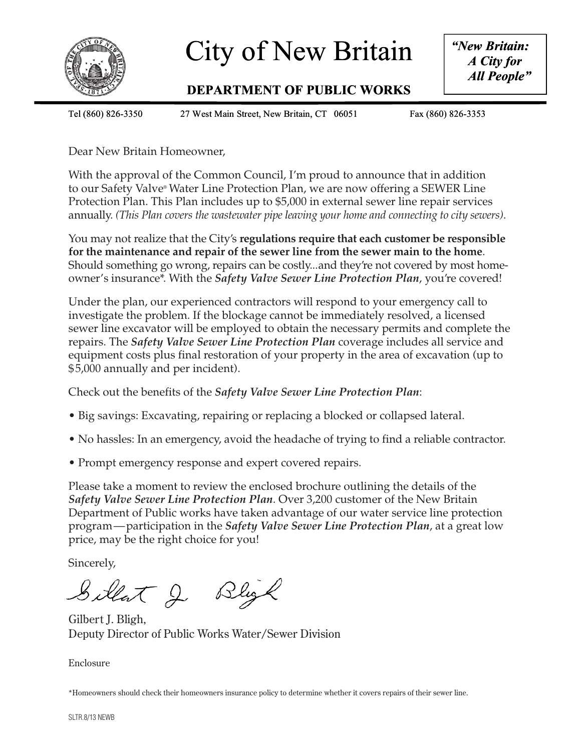# City of New Britain

## DEPARTMENT OF PUBLIC WORKS

***"New Britain: A City for All People"***

Tel (860) 826-3350 27 West Main Street, New Britain, CT 06051 Fax (860) 826-3353

Dear New Britain Homeowner,

With the approval of the Common Council, I'm proud to announce that in addition to our Safety Valve® Water Line Protection Plan, we are now offering a SEWER Line Protection Plan. This Plan includes up to $5,000 in external sewer line repair services annually. *(This Plan covers the wastewater pipe leaving your home and connecting to city sewers).*

You may not realize that the City's **regulations require that each customer be responsible for the maintenance and repair of the sewer line from the sewer main to the home**. Should something go wrong, repairs can be costly...and they're not covered by most home-owner's insurance*. With the ***Safety Valve Sewer Line Protection Plan***, you're covered!

Under the plan, our experienced contractors will respond to your emergency call to investigate the problem. If the blockage cannot be immediately resolved, a licensed sewer line excavator will be employed to obtain the necessary permits and complete the repairs. The ***Safety Valve Sewer Line Protection Plan*** coverage includes all service and equipment costs plus final restoration of your property in the area of excavation (up to $5,000 annually and per incident).

Check out the benefits of the ***Safety Valve Sewer Line Protection Plan***:

- Big savings: Excavating, repairing or replacing a blocked or collapsed lateral.
- No hassles: In an emergency, avoid the headache of trying to find a reliable contractor.
- Prompt emergency response and expert covered repairs.

Please take a moment to review the enclosed brochure outlining the details of the ***Safety Valve Sewer Line Protection Plan***. Over 3,200 customer of the New Britain Department of Public works have taken advantage of our water service line protection program—participation in the ***Safety Valve Sewer Line Protection Plan***, at a great low price, may be the right choice for you!

Sincerely,

Gilbert J. Bligh,
Deputy Director of Public Works Water/Sewer Division

Enclosure

*Homeowners should check their homeowners insurance policy to determine whether it covers repairs of their sewer line.

SLTR.8/13 NEWB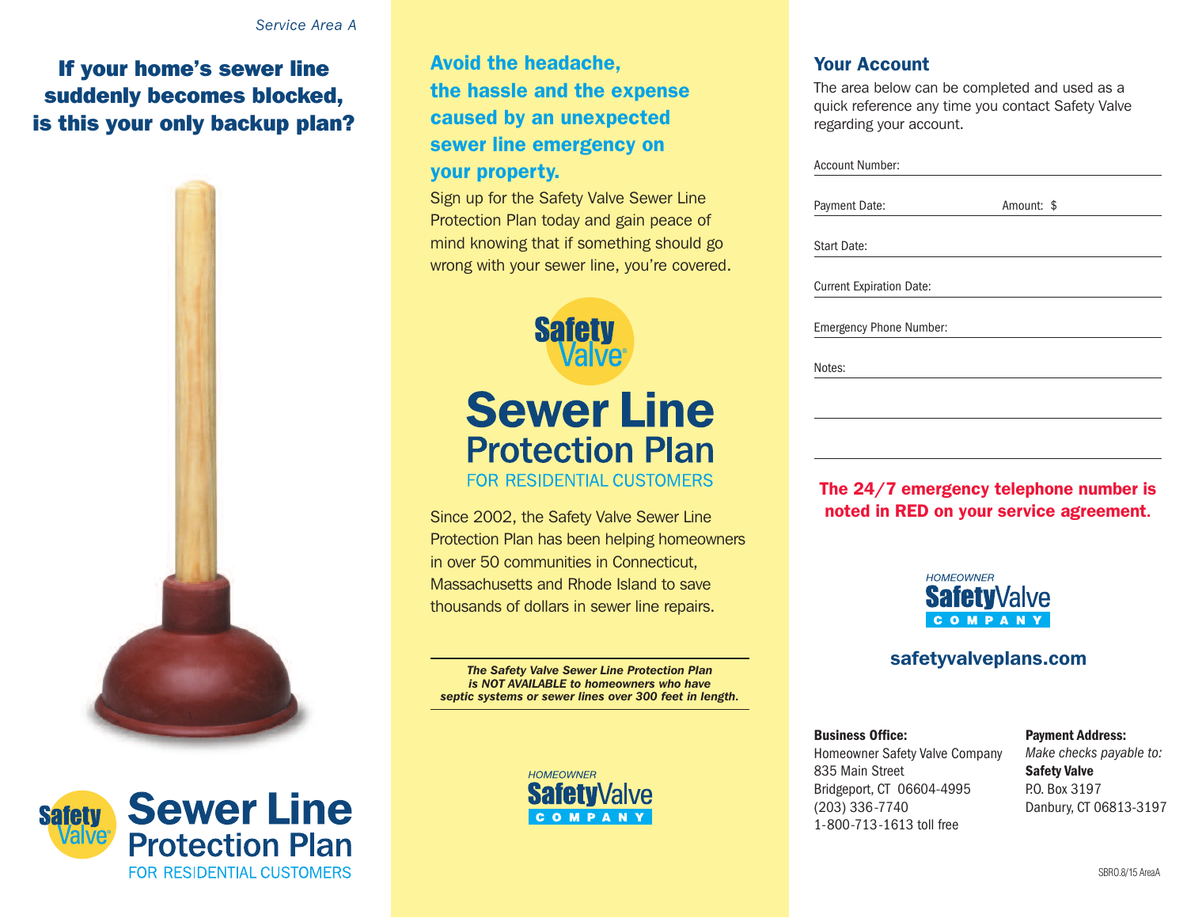*Service Area A*

## If your home's sewer line suddenly becomes blocked, is this your only backup plan?

Safety Valve®

# Sewer Line Protection Plan

FOR RESIDENTIAL CUSTOMERS

## Avoid the headache, the hassle and the expense caused by an unexpected sewer line emergency on your property.

Sign up for the Safety Valve Sewer Line Protection Plan today and gain peace of mind knowing that if something should go wrong with your sewer line, you're covered.

Safety Valve®

# Sewer Line Protection Plan

FOR RESIDENTIAL CUSTOMERS

Since 2002, the Safety Valve Sewer Line Protection Plan has been helping homeowners in over 50 communities in Connecticut, Massachusetts and Rhode Island to save thousands of dollars in sewer line repairs.

***The Safety Valve Sewer Line Protection Plan is NOT AVAILABLE to homeowners who have septic systems or sewer lines over 300 feet in length.***

HOMEOWNER SafetyValve COMPANY

## Your Account

The area below can be completed and used as a quick reference any time you contact Safety Valve regarding your account.

Account Number: ______________________

Payment Date: ______________ Amount: $ ________

Start Date: ______________________

Current Expiration Date: ______________________

Emergency Phone Number: ______________________

Notes: ______________________

______________________

______________________

**The 24/7 emergency telephone number is noted in RED on your service agreement.**

HOMEOWNER SafetyValve COMPANY

**safetyvalveplans.com**

**Business Office:**
Homeowner Safety Valve Company
835 Main Street
Bridgeport, CT 06604-4995
(203) 336-7740
1-800-713-1613 toll free

**Payment Address:**
*Make checks payable to:*
**Safety Valve**
P.O. Box 3197
Danbury, CT 06813-3197

SBRO.8/15 AreaA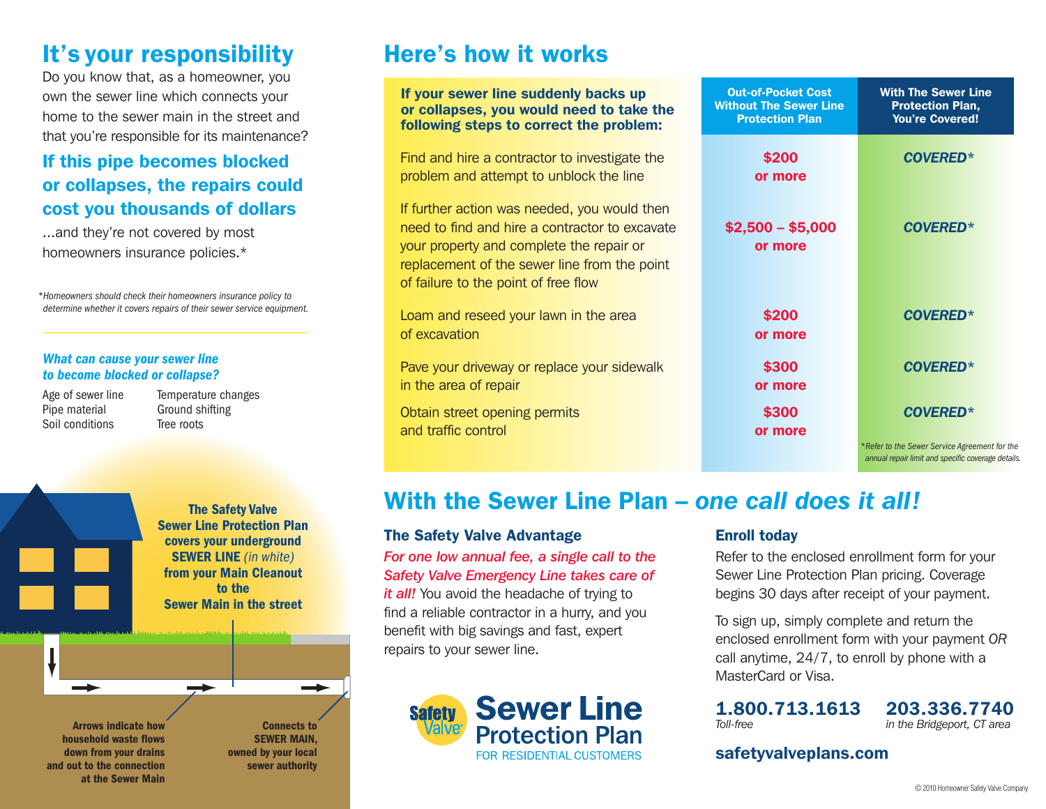## It's your responsibility

Do you know that, as a homeowner, you own the sewer line which connects your home to the sewer main in the street and that you're responsible for its maintenance?

### If this pipe becomes blocked or collapses, the repairs could cost you thousands of dollars

...and they're not covered by most homeowners insurance policies.*

*Homeowners should check their homeowners insurance policy to determine whether it covers repairs of their sewer service equipment.

***What can cause your sewer line to become blocked or collapse?***

| | |
|---|---|
| Age of sewer line | Temperature changes |
| Pipe material | Ground shifting |
| Soil conditions | Tree roots |

**The Safety Valve Sewer Line Protection Plan covers your underground SEWER LINE** ***(in white)*** **from your Main Cleanout to the Sewer Main in the street**

**Arrows indicate how household waste flows down from your drains and out to the connection at the Sewer Main**

**Connects to SEWER MAIN, owned by your local sewer authority**

## Here's how it works

| **If your sewer line suddenly backs up or collapses, you would need to take the following steps to correct the problem:** | **Out-of-Pocket Cost Without The Sewer Line Protection Plan** | **With The Sewer Line Protection Plan, You're Covered!** |
|---|---|---|
| Find and hire a contractor to investigate the problem and attempt to unblock the line | **$200 or more** | ***COVERED**** |
| If further action was needed, you would then need to find and hire a contractor to excavate your property and complete the repair or replacement of the sewer line from the point of failure to the point of free flow | **$2,500 – $5,000 or more** | ***COVERED**** |
| Loam and reseed your lawn in the area of excavation | **$200 or more** | ***COVERED**** |
| Pave your driveway or replace your sidewalk in the area of repair | **$300 or more** | ***COVERED**** |
| Obtain street opening permits and traffic control | **$300 or more** | ***COVERED**** |

*Refer to the Sewer Service Agreement for the annual repair limit and specific coverage details.*

## With the Sewer Line Plan – *one call does it all!*

### The Safety Valve Advantage

*For one low annual fee, a single call to the Safety Valve Emergency Line takes care of it all!* You avoid the headache of trying to find a reliable contractor in a hurry, and you benefit with big savings and fast, expert repairs to your sewer line.

Safety Valve® **Sewer Line Protection Plan** FOR RESIDENTIAL CUSTOMERS

### Enroll today

Refer to the enclosed enrollment form for your Sewer Line Protection Plan pricing. Coverage begins 30 days after receipt of your payment.

To sign up, simply complete and return the enclosed enrollment form with your payment *OR* call anytime, 24/7, to enroll by phone with a MasterCard or Visa.

**1.800.713.1613**
*Toll-free*

**203.336.7740**
*in the Bridgeport, CT area*

**safetyvalveplans.com**

© 2010 Homeowner Safety Valve Company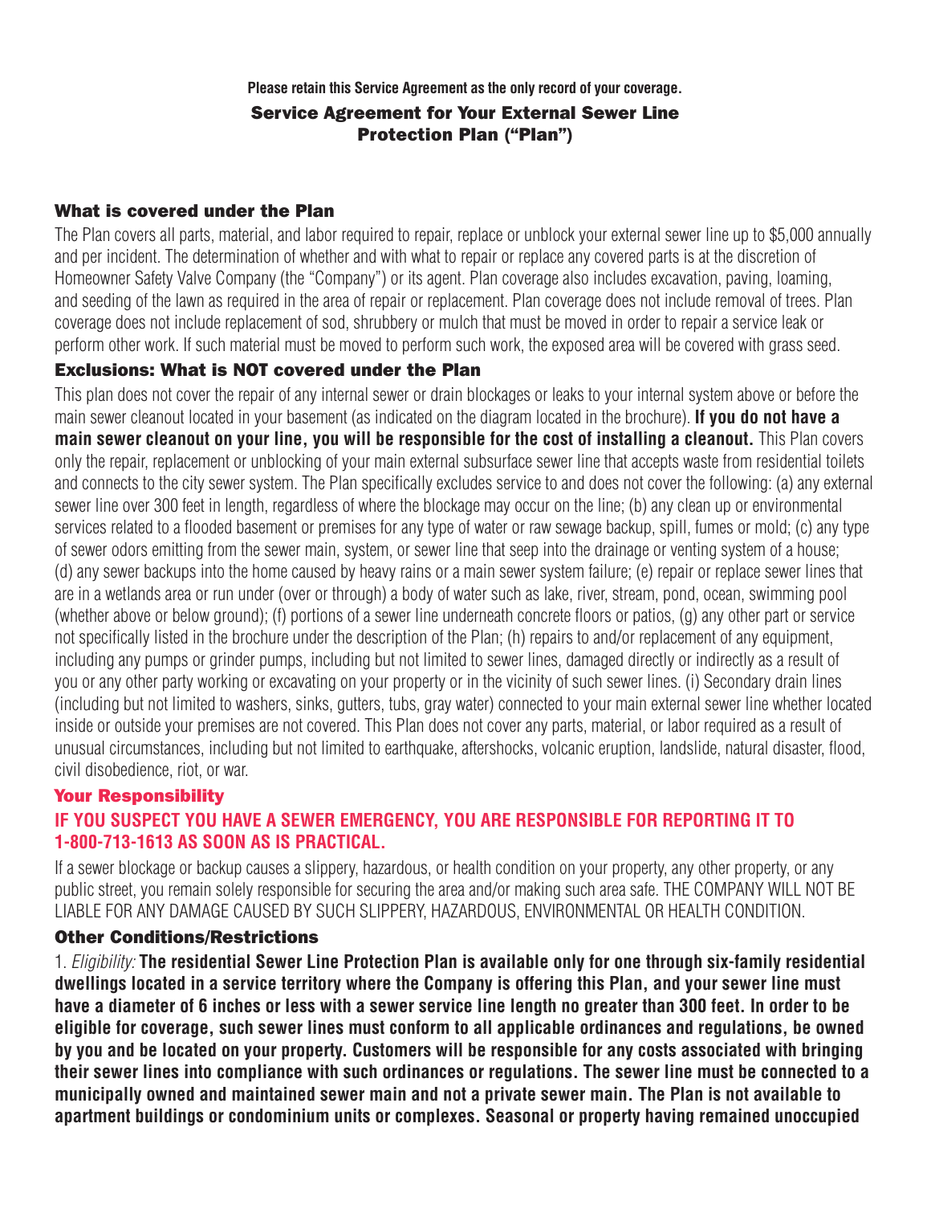**Please retain this Service Agreement as the only record of your coverage.**

# Service Agreement for Your External Sewer Line Protection Plan ("Plan")

## What is covered under the Plan

The Plan covers all parts, material, and labor required to repair, replace or unblock your external sewer line up to $5,000 annually and per incident. The determination of whether and with what to repair or replace any covered parts is at the discretion of Homeowner Safety Valve Company (the "Company") or its agent. Plan coverage also includes excavation, paving, loaming, and seeding of the lawn as required in the area of repair or replacement. Plan coverage does not include removal of trees. Plan coverage does not include replacement of sod, shrubbery or mulch that must be moved in order to repair a service leak or perform other work. If such material must be moved to perform such work, the exposed area will be covered with grass seed.

## Exclusions: What is NOT covered under the Plan

This plan does not cover the repair of any internal sewer or drain blockages or leaks to your internal system above or before the main sewer cleanout located in your basement (as indicated on the diagram located in the brochure). **If you do not have a main sewer cleanout on your line, you will be responsible for the cost of installing a cleanout.** This Plan covers only the repair, replacement or unblocking of your main external subsurface sewer line that accepts waste from residential toilets and connects to the city sewer system. The Plan specifically excludes service to and does not cover the following: (a) any external sewer line over 300 feet in length, regardless of where the blockage may occur on the line; (b) any clean up or environmental services related to a flooded basement or premises for any type of water or raw sewage backup, spill, fumes or mold; (c) any type of sewer odors emitting from the sewer main, system, or sewer line that seep into the drainage or venting system of a house; (d) any sewer backups into the home caused by heavy rains or a main sewer system failure; (e) repair or replace sewer lines that are in a wetlands area or run under (over or through) a body of water such as lake, river, stream, pond, ocean, swimming pool (whether above or below ground); (f) portions of a sewer line underneath concrete floors or patios, (g) any other part or service not specifically listed in the brochure under the description of the Plan; (h) repairs to and/or replacement of any equipment, including any pumps or grinder pumps, including but not limited to sewer lines, damaged directly or indirectly as a result of you or any other party working or excavating on your property or in the vicinity of such sewer lines. (i) Secondary drain lines (including but not limited to washers, sinks, gutters, tubs, gray water) connected to your main external sewer line whether located inside or outside your premises are not covered. This Plan does not cover any parts, material, or labor required as a result of unusual circumstances, including but not limited to earthquake, aftershocks, volcanic eruption, landslide, natural disaster, flood, civil disobedience, riot, or war.

## Your Responsibility

**IF YOU SUSPECT YOU HAVE A SEWER EMERGENCY, YOU ARE RESPONSIBLE FOR REPORTING IT TO 1-800-713-1613 AS SOON AS IS PRACTICAL.**

If a sewer blockage or backup causes a slippery, hazardous, or health condition on your property, any other property, or any public street, you remain solely responsible for securing the area and/or making such area safe. THE COMPANY WILL NOT BE LIABLE FOR ANY DAMAGE CAUSED BY SUCH SLIPPERY, HAZARDOUS, ENVIRONMENTAL OR HEALTH CONDITION.

## Other Conditions/Restrictions

1. *Eligibility:* **The residential Sewer Line Protection Plan is available only for one through six-family residential dwellings located in a service territory where the Company is offering this Plan, and your sewer line must have a diameter of 6 inches or less with a sewer service line length no greater than 300 feet. In order to be eligible for coverage, such sewer lines must conform to all applicable ordinances and regulations, be owned by you and be located on your property. Customers will be responsible for any costs associated with bringing their sewer lines into compliance with such ordinances or regulations. The sewer line must be connected to a municipally owned and maintained sewer main and not a private sewer main. The Plan is not available to apartment buildings or condominium units or complexes. Seasonal or property having remained unoccupied**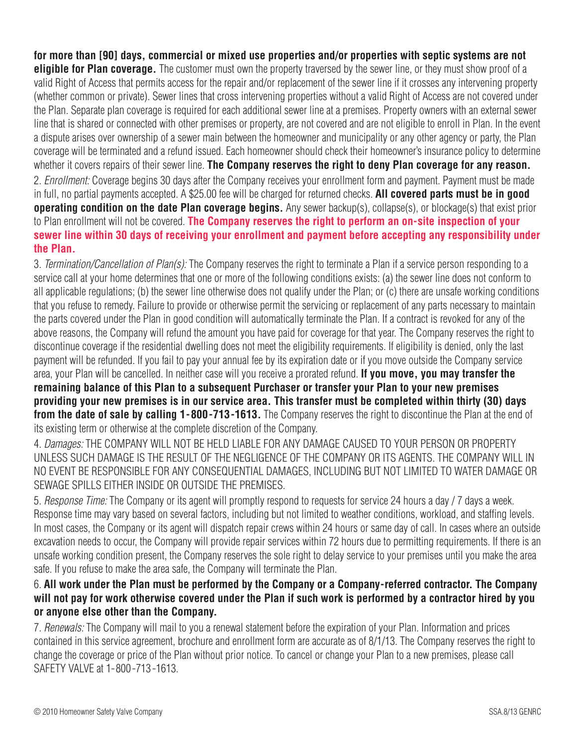**for more than [90] days, commercial or mixed use properties and/or properties with septic systems are not eligible for Plan coverage.** The customer must own the property traversed by the sewer line, or they must show proof of a valid Right of Access that permits access for the repair and/or replacement of the sewer line if it crosses any intervening property (whether common or private). Sewer lines that cross intervening properties without a valid Right of Access are not covered under the Plan. Separate plan coverage is required for each additional sewer line at a premises. Property owners with an external sewer line that is shared or connected with other premises or property, are not covered and are not eligible to enroll in Plan. In the event a dispute arises over ownership of a sewer main between the homeowner and municipality or any other agency or party, the Plan coverage will be terminated and a refund issued. Each homeowner should check their homeowner's insurance policy to determine whether it covers repairs of their sewer line. **The Company reserves the right to deny Plan coverage for any reason.**

2. *Enrollment:* Coverage begins 30 days after the Company receives your enrollment form and payment. Payment must be made in full, no partial payments accepted. A $25.00 fee will be charged for returned checks. **All covered parts must be in good operating condition on the date Plan coverage begins.** Any sewer backup(s), collapse(s), or blockage(s) that exist prior to Plan enrollment will not be covered. **The Company reserves the right to perform an on-site inspection of your sewer line within 30 days of receiving your enrollment and payment before accepting any responsibility under the Plan.**

3. *Termination/Cancellation of Plan(s):* The Company reserves the right to terminate a Plan if a service person responding to a service call at your home determines that one or more of the following conditions exists: (a) the sewer line does not conform to all applicable regulations; (b) the sewer line otherwise does not qualify under the Plan; or (c) there are unsafe working conditions that you refuse to remedy. Failure to provide or otherwise permit the servicing or replacement of any parts necessary to maintain the parts covered under the Plan in good condition will automatically terminate the Plan. If a contract is revoked for any of the above reasons, the Company will refund the amount you have paid for coverage for that year. The Company reserves the right to discontinue coverage if the residential dwelling does not meet the eligibility requirements. If eligibility is denied, only the last payment will be refunded. If you fail to pay your annual fee by its expiration date or if you move outside the Company service area, your Plan will be cancelled. In neither case will you receive a prorated refund. **If you move, you may transfer the remaining balance of this Plan to a subsequent Purchaser or transfer your Plan to your new premises providing your new premises is in our service area. This transfer must be completed within thirty (30) days from the date of sale by calling 1-800-713-1613.** The Company reserves the right to discontinue the Plan at the end of its existing term or otherwise at the complete discretion of the Company.

4. *Damages:* THE COMPANY WILL NOT BE HELD LIABLE FOR ANY DAMAGE CAUSED TO YOUR PERSON OR PROPERTY UNLESS SUCH DAMAGE IS THE RESULT OF THE NEGLIGENCE OF THE COMPANY OR ITS AGENTS. THE COMPANY WILL IN NO EVENT BE RESPONSIBLE FOR ANY CONSEQUENTIAL DAMAGES, INCLUDING BUT NOT LIMITED TO WATER DAMAGE OR SEWAGE SPILLS EITHER INSIDE OR OUTSIDE THE PREMISES.

5. *Response Time:* The Company or its agent will promptly respond to requests for service 24 hours a day / 7 days a week. Response time may vary based on several factors, including but not limited to weather conditions, workload, and staffing levels. In most cases, the Company or its agent will dispatch repair crews within 24 hours or same day of call. In cases where an outside excavation needs to occur, the Company will provide repair services within 72 hours due to permitting requirements. If there is an unsafe working condition present, the Company reserves the sole right to delay service to your premises until you make the area safe. If you refuse to make the area safe, the Company will terminate the Plan.

6. **All work under the Plan must be performed by the Company or a Company-referred contractor. The Company will not pay for work otherwise covered under the Plan if such work is performed by a contractor hired by you or anyone else other than the Company.**

7. *Renewals:* The Company will mail to you a renewal statement before the expiration of your Plan. Information and prices contained in this service agreement, brochure and enrollment form are accurate as of 8/1/13. The Company reserves the right to change the coverage or price of the Plan without prior notice. To cancel or change your Plan to a new premises, please call SAFETY VALVE at 1-800-713-1613.

© 2010 Homeowner Safety Valve Company

SSA.8/13 GENRC